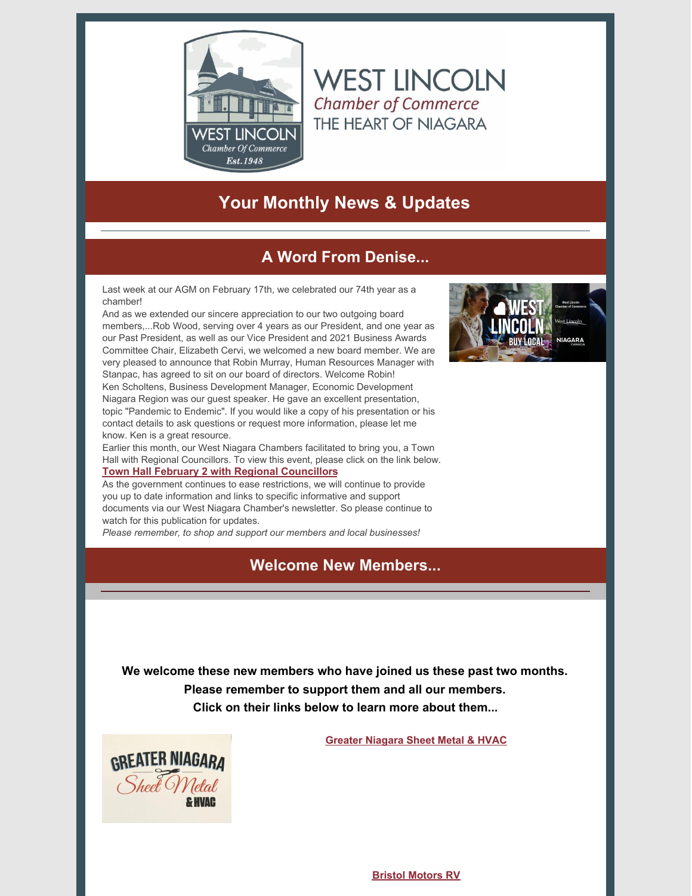# WEST LINCOLN

*Chamber of Commerce*

THE HEART OF NIAGARA

## Your Monthly News & Updates

## A Word From Denise...

Last week at our AGM on February 17th, we celebrated our 74th year as a chamber!

And as we extended our sincere appreciation to our two outgoing board members,...Rob Wood, serving over 4 years as our President, and one year as our Past President, as well as our Vice President and 2021 Business Awards Committee Chair, Elizabeth Cervi, we welcomed a new board member. We are very pleased to announce that Robin Murray, Human Resources Manager with Stanpac, has agreed to sit on our board of directors. Welcome Robin!

Ken Scholtens, Business Development Manager, Economic Development Niagara Region was our guest speaker. He gave an excellent presentation, topic "Pandemic to Endemic". If you would like a copy of his presentation or his contact details to ask questions or request more information, please let me know. Ken is a great resource.

Earlier this month, our West Niagara Chambers facilitated to bring you, a Town Hall with Regional Councillors. To view this event, please click on the link below.

**Town Hall February 2 with Regional Councillors**

As the government continues to ease restrictions, we will continue to provide you up to date information and links to specific informative and support documents via our West Niagara Chamber's newsletter. So please continue to watch for this publication for updates.

*Please remember, to shop and support our members and local businesses!*

## Welcome New Members...

**We welcome these new members who have joined us these past two months. Please remember to support them and all our members. Click on their links below to learn more about them...**

**Greater Niagara Sheet Metal & HVAC**

**Bristol Motors RV**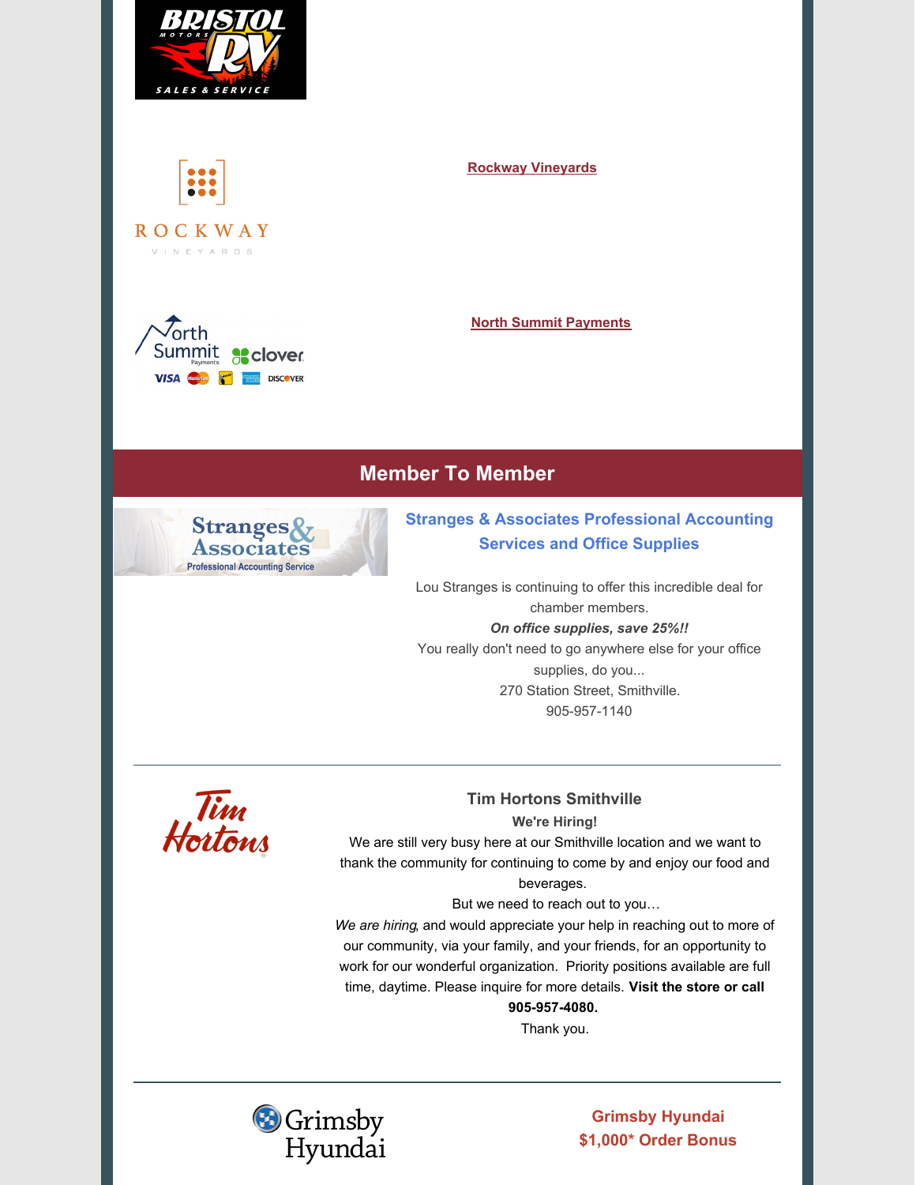Rockway Vineyards

North Summit Payments

## Member To Member

### Stranges & Associates Professional Accounting Services and Office Supplies

Lou Stranges is continuing to offer this incredible deal for chamber members.

***On office supplies, save 25%!!***

You really don't need to go anywhere else for your office supplies, do you...

270 Station Street, Smithville.

905-957-1140

---

### Tim Hortons Smithville

**We're Hiring!**

We are still very busy here at our Smithville location and we want to thank the community for continuing to come by and enjoy our food and beverages.

But we need to reach out to you…

*We are hiring*, and would appreciate your help in reaching out to more of our community, via your family, and your friends, for an opportunity to work for our wonderful organization. Priority positions available are full time, daytime. Please inquire for more details. **Visit the store or call 905-957-4080.**

Thank you.

---

### Grimsby Hyundai
### $1,000* Order Bonus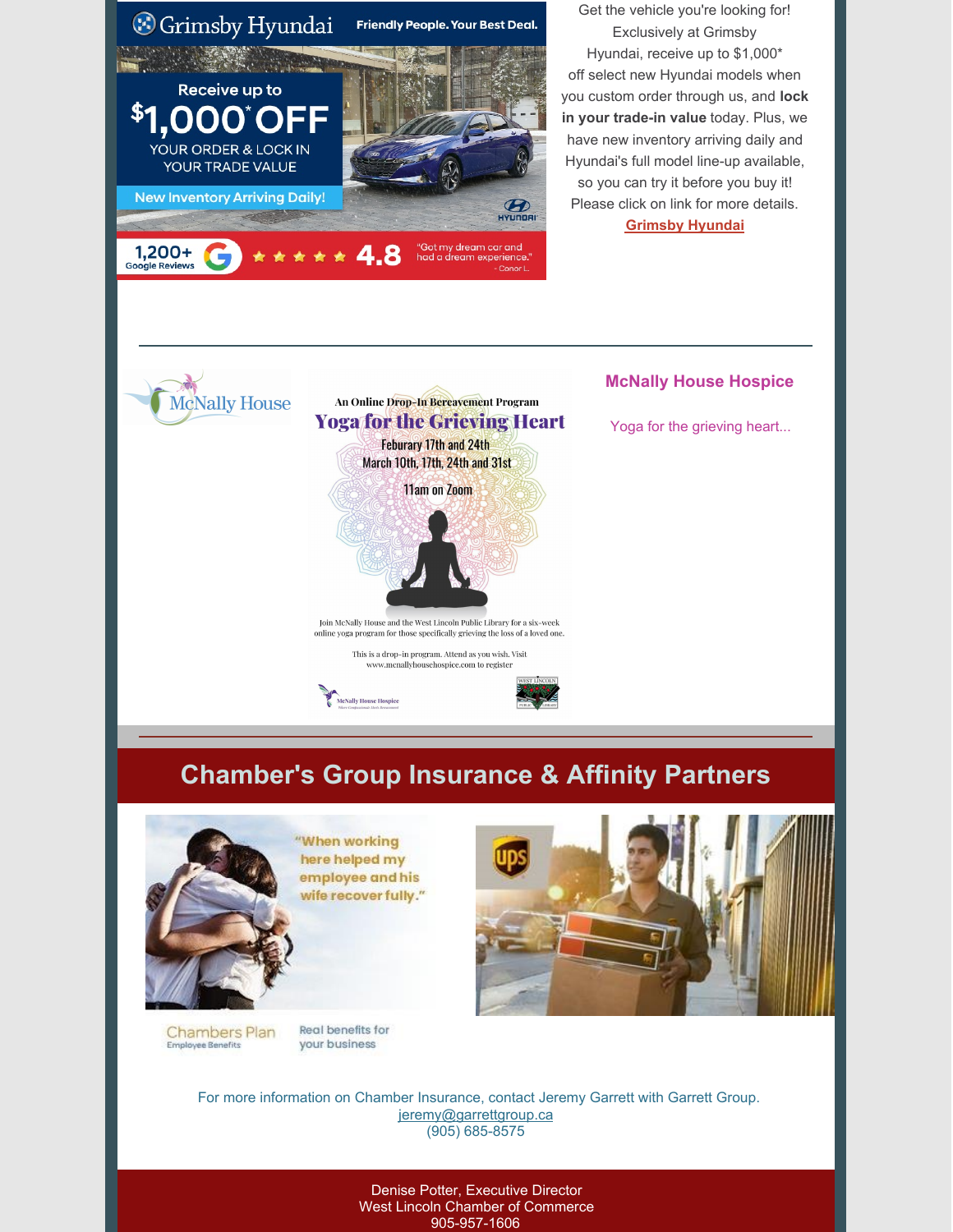Get the vehicle you're looking for! Exclusively at Grimsby Hyundai, receive up to $1,000* off select new Hyundai models when you custom order through us, and **lock in your trade-in value** today. Plus, we have new inventory arriving daily and Hyundai's full model line-up available, so you can try it before you buy it! Please click on link for more details.

**Grimsby Hyundai**

---

### McNally House Hospice

Yoga for the grieving heart...

---

## Chamber's Group Insurance & Affinity Partners

For more information on Chamber Insurance, contact Jeremy Garrett with Garrett Group.
jeremy@garrettgroup.ca
(905) 685-8575

Denise Potter, Executive Director
West Lincoln Chamber of Commerce
905-957-1606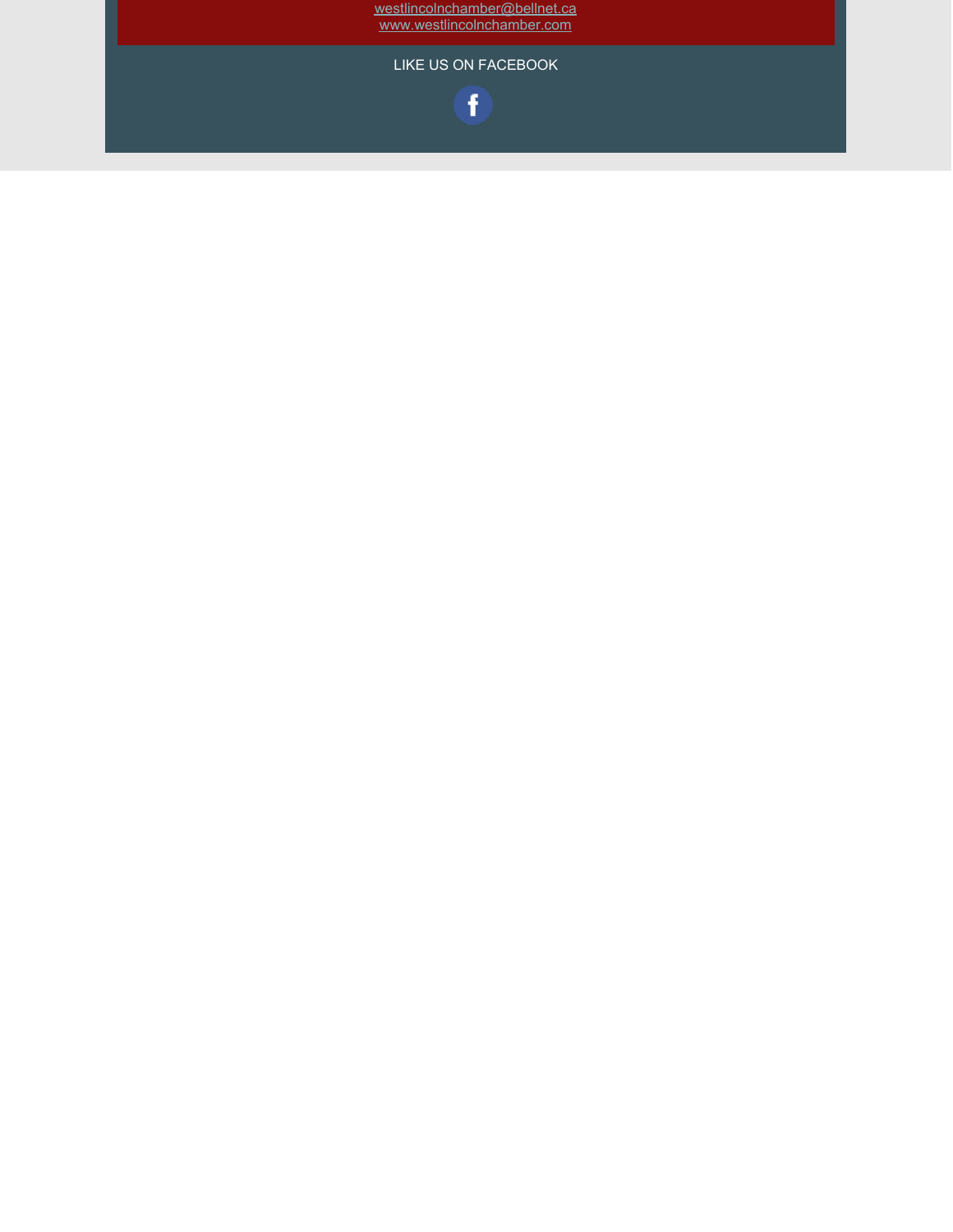westlincolnchamber@bellnet.ca
www.westlincolnchamber.com

LIKE US ON FACEBOOK